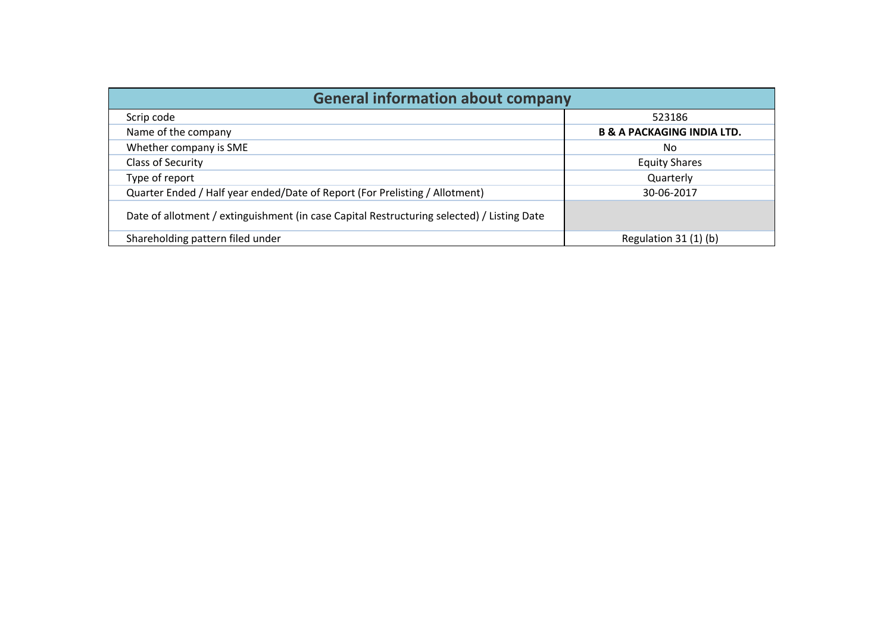| General information about company | |
|---|---|
| Scrip code | 523186 |
| Name of the company | **B & A PACKAGING INDIA LTD.** |
| Whether company is SME | No |
| Class of Security | Equity Shares |
| Type of report | Quarterly |
| Quarter Ended / Half year ended/Date of Report (For Prelisting / Allotment) | 30-06-2017 |
| Date of allotment / extinguishment (in case Capital Restructuring selected) / Listing Date | |
| Shareholding pattern filed under | Regulation 31 (1) (b) |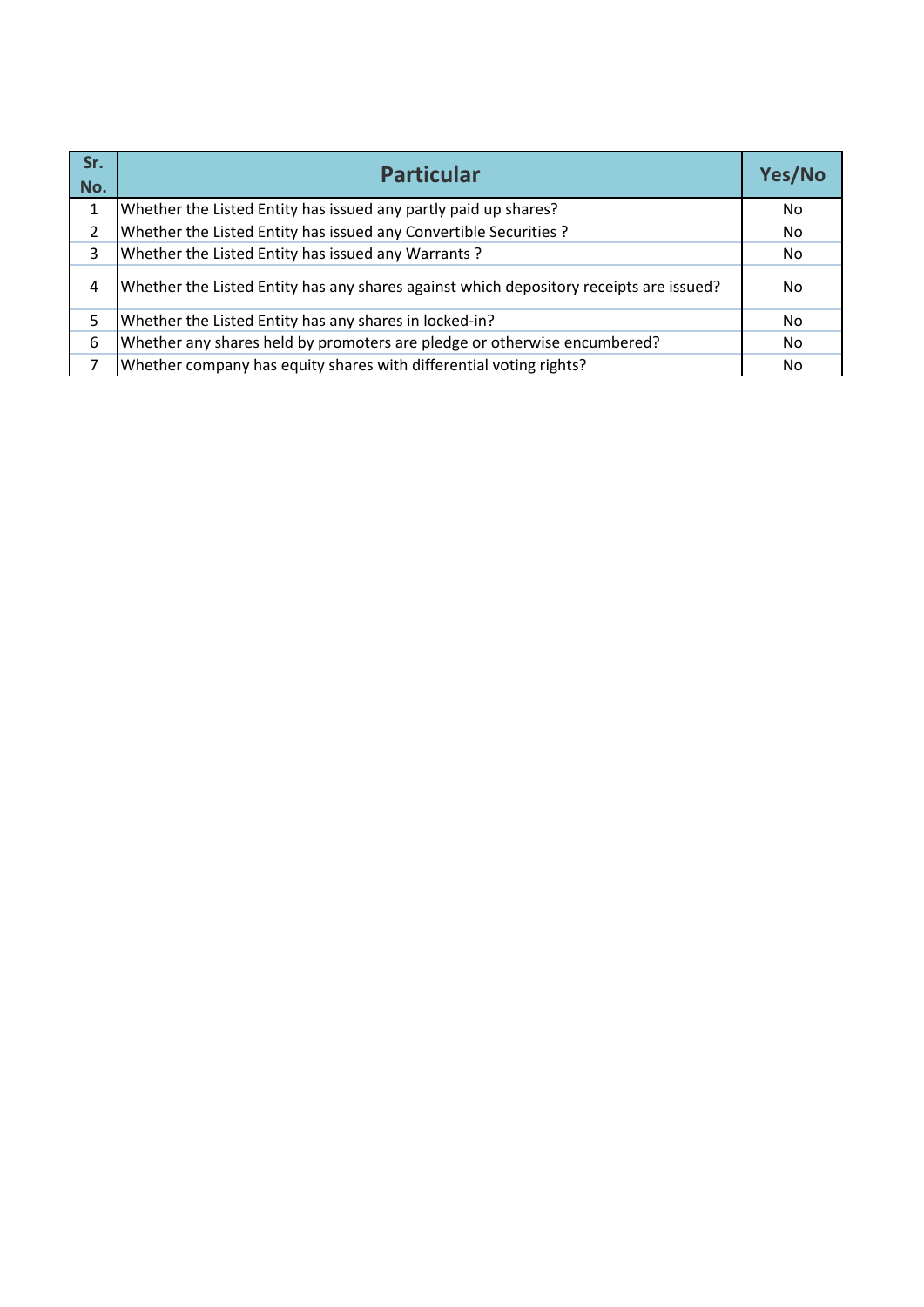| Sr. No. | Particular | Yes/No |
|---|---|---|
| 1 | Whether the Listed Entity has issued any partly paid up shares? | No |
| 2 | Whether the Listed Entity has issued any Convertible Securities ? | No |
| 3 | Whether the Listed Entity has issued any Warrants ? | No |
| 4 | Whether the Listed Entity has any shares against which depository receipts are issued? | No |
| 5 | Whether the Listed Entity has any shares in locked-in? | No |
| 6 | Whether any shares held by promoters are pledge or otherwise encumbered? | No |
| 7 | Whether company has equity shares with differential voting rights? | No |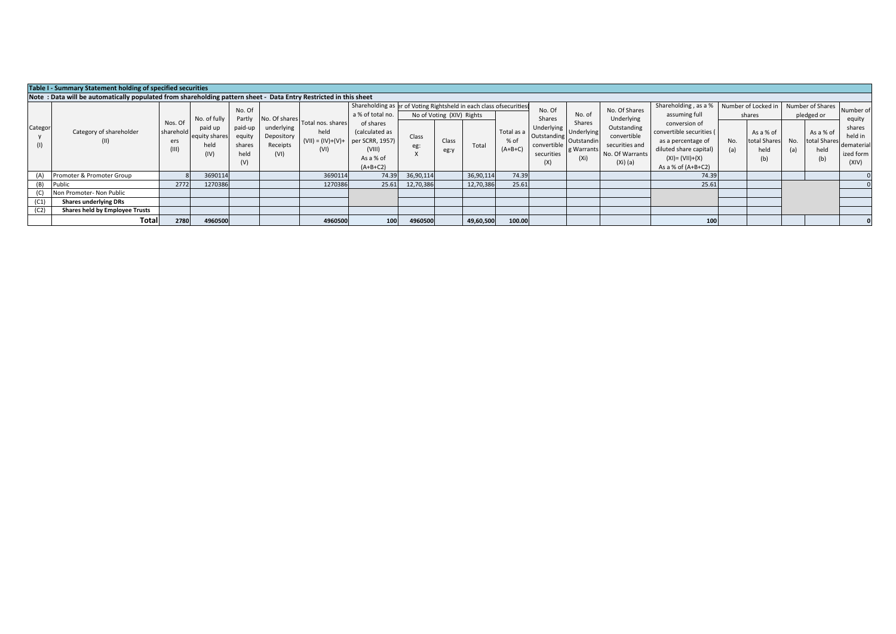**Table I - Summary Statement holding of specified securities**

**Note : Data will be automatically populated from shareholding pattern sheet - Data Entry Restricted in this sheet**

| Category (I) | Category of shareholder (II) | Nos. Of shareholders (III) | No. of fully paid up equity shares held (IV) | No. Of Partly paid-up equity shares held (V) | No. Of shares underlying Depository Receipts (VI) | Total nos. shares held (VII) = (IV)+(V)+ (VI) | Shareholding as a % of total no. of shares (calculated as per SCRR, 1957) (VIII) As a % of (A+B+C2) | Number of Voting Rightsheld in each class ofsecurities (IX) | | | | No. Of Shares Underlying Outstanding convertible securities (X) | No. of Shares Underlying Outstanding Warrants (Xi) | No. Of Shares Underlying Outstanding convertible securities and No. Of Warrants (Xi) (a) | Shareholding , as a % assuming full conversion of convertible securities ( as a percentage of diluted share capital) (XI)= (VII)+(X) As a % of (A+B+C2) | Number of Locked in shares (XII) | | Number of Shares pledged or otherwise encumbered (XIII) | | Number of equity shares held in dematerialized form (XIV) |
|---|---|---|---|---|---|---|---|---|---|---|---|---|---|---|---|---|---|---|---|---|
| | | | | | | | | No of Voting (XIV) Rights | | | Total as a % of (A+B+C) | | | | | No. (a) | As a % of total Shares held (b) | No. (a) | As a % of total Shares held (b) | |
| | | | | | | | | Class eg: X | Class eg:y | Total | | | | | | | | | | |
| (A) | Promoter & Promoter Group | 8 | 3690114 | | | 3690114 | 74.39 | 36,90,114 | | 36,90,114 | 74.39 | | | | 74.39 | | | | | 0 |
| (B) | Public | 2772 | 1270386 | | | 1270386 | 25.61 | 12,70,386 | | 12,70,386 | 25.61 | | | | 25.61 | | | | | 0 |
| (C) | Non Promoter- Non Public | | | | | | | | | | | | | | | | | | | |
| (C1) | **Shares underlying DRs** | | | | | | | | | | | | | | | | | | | |
| (C2) | **Shares held by Employee Trusts** | | | | | | | | | | | | | | | | | | | |
| | **Total** | **2780** | **4960500** | | | **4960500** | **100** | **4960500** | | **49,60,500** | **100.00** | | | | **100** | | | | | **0** |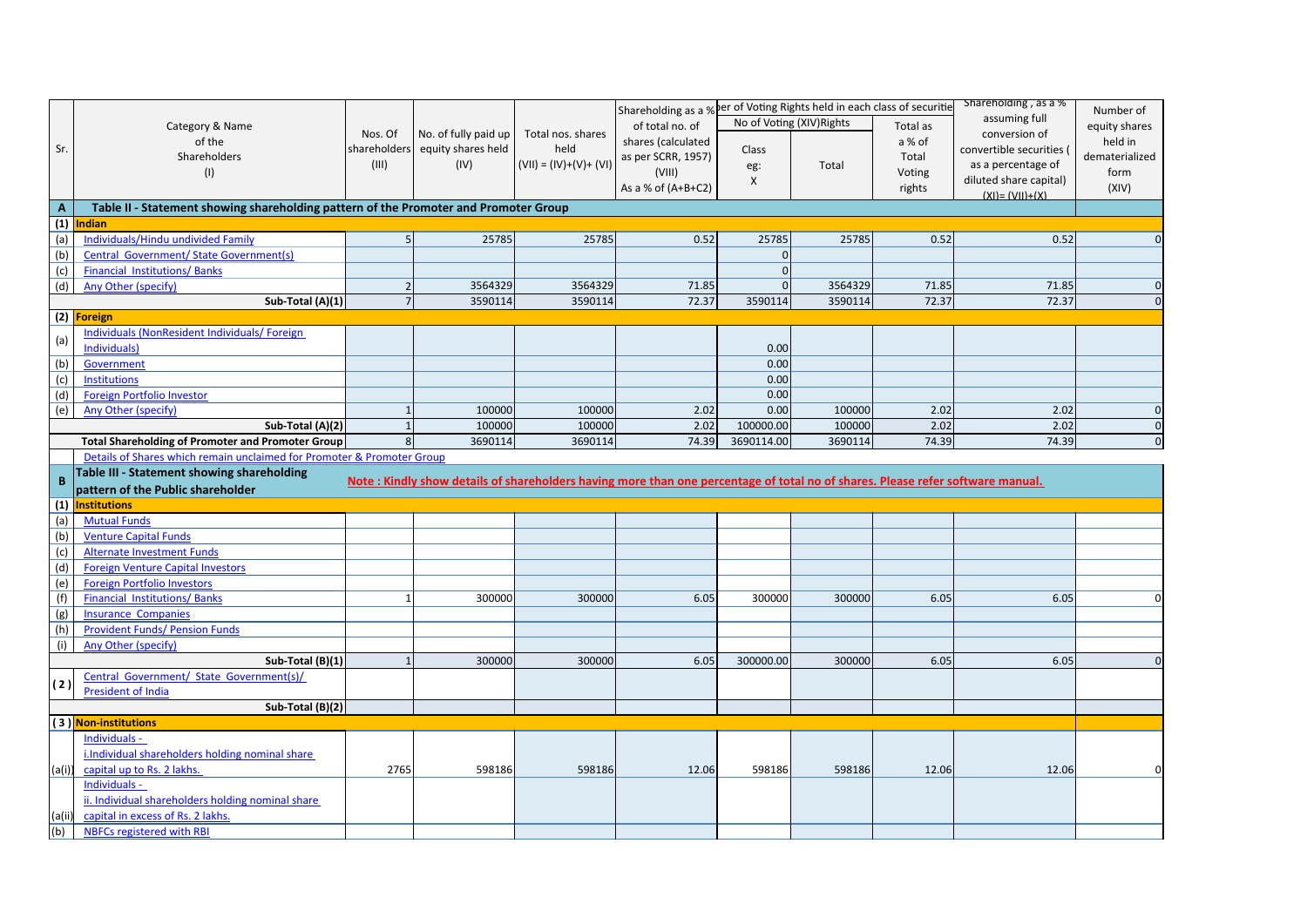| Sr. | Category & Name of the Shareholders (I) | Nos. Of shareholders (III) | No. of fully paid up equity shares held (IV) | Total nos. shares held (VII) = (IV)+(V)+ (VI) | Shareholding as a % of total no. of shares (calculated as per SCRR, 1957) (VIII) As a % of (A+B+C2) | Number of Voting Rights held in each class of securities | | | Shareholding , as a % assuming full conversion of convertible securities ( as a percentage of diluted share capital) (XI)= (VII)+(X) | Number of equity shares held in dematerialized form (XIV) |
|---|---|---|---|---|---|---|---|---|---|---|
| | | | | | | No of Voting (XIV)Rights | | Total as a % of Total Voting rights | | |
| | | | | | | Class eg: X | Total | | | |
| **A** | **Table II - Statement showing shareholding pattern of the Promoter and Promoter Group** | | | | | | | | | |
| **(1)** | **Indian** | | | | | | | | | |
| (a) | Individuals/Hindu undivided Family | 5 | 25785 | 25785 | 0.52 | 25785 | 25785 | 0.52 | 0.52 | 0 |
| (b) | Central Government/ State Government(s) | | | | | 0 | | | | |
| (c) | Financial Institutions/ Banks | | | | | 0 | | | | |
| (d) | Any Other (specify) | 2 | 3564329 | 3564329 | 71.85 | 0 | 3564329 | 71.85 | 71.85 | 0 |
| | **Sub-Total (A)(1)** | 7 | 3590114 | 3590114 | 72.37 | 3590114 | 3590114 | 72.37 | 72.37 | 0 |
| **(2)** | **Foreign** | | | | | | | | | |
| (a) | Individuals (NonResident Individuals/ Foreign Individuals) | | | | | 0.00 | | | | |
| (b) | Government | | | | | 0.00 | | | | |
| (c) | Institutions | | | | | 0.00 | | | | |
| (d) | Foreign Portfolio Investor | | | | | 0.00 | | | | |
| (e) | Any Other (specify) | 1 | 100000 | 100000 | 2.02 | 0.00 | 100000 | 2.02 | 2.02 | 0 |
| | **Sub-Total (A)(2)** | 1 | 100000 | 100000 | 2.02 | 100000.00 | 100000 | 2.02 | 2.02 | 0 |
| | **Total Shareholding of Promoter and Promoter Group** | 8 | 3690114 | 3690114 | 74.39 | 3690114.00 | 3690114 | 74.39 | 74.39 | 0 |
| | Details of Shares which remain unclaimed for Promoter & Promoter Group | | | | | | | | | |
| **B** | **Table III - Statement showing shareholding pattern of the Public shareholder** | **Note : Kindly show details of shareholders having more than one percentage of total no of shares. Please refer software manual.** | | | | | | | | |
| **(1)** | **Institutions** | | | | | | | | | |
| (a) | Mutual Funds | | | | | | | | | |
| (b) | Venture Capital Funds | | | | | | | | | |
| (c) | Alternate Investment Funds | | | | | | | | | |
| (d) | Foreign Venture Capital Investors | | | | | | | | | |
| (e) | Foreign Portfolio Investors | | | | | | | | | |
| (f) | Financial Institutions/ Banks | 1 | 300000 | 300000 | 6.05 | 300000 | 300000 | 6.05 | 6.05 | 0 |
| (g) | Insurance Companies | | | | | | | | | |
| (h) | Provident Funds/ Pension Funds | | | | | | | | | |
| (i) | Any Other (specify) | | | | | | | | | |
| | **Sub-Total (B)(1)** | 1 | 300000 | 300000 | 6.05 | 300000.00 | 300000 | 6.05 | 6.05 | 0 |
| (2) | Central Government/ State Government(s)/ President of India | | | | | | | | | |
| | **Sub-Total (B)(2)** | | | | | | | | | |
| **(3)** | **Non-institutions** | | | | | | | | | |
| (a(i)) | Individuals - i.Individual shareholders holding nominal share capital up to Rs. 2 lakhs. | 2765 | 598186 | 598186 | 12.06 | 598186 | 598186 | 12.06 | 12.06 | 0 |
| (a(ii)) | Individuals - ii. Individual shareholders holding nominal share capital in excess of Rs. 2 lakhs. | | | | | | | | | |
| (b) | NBFCs registered with RBI | | | | | | | | | |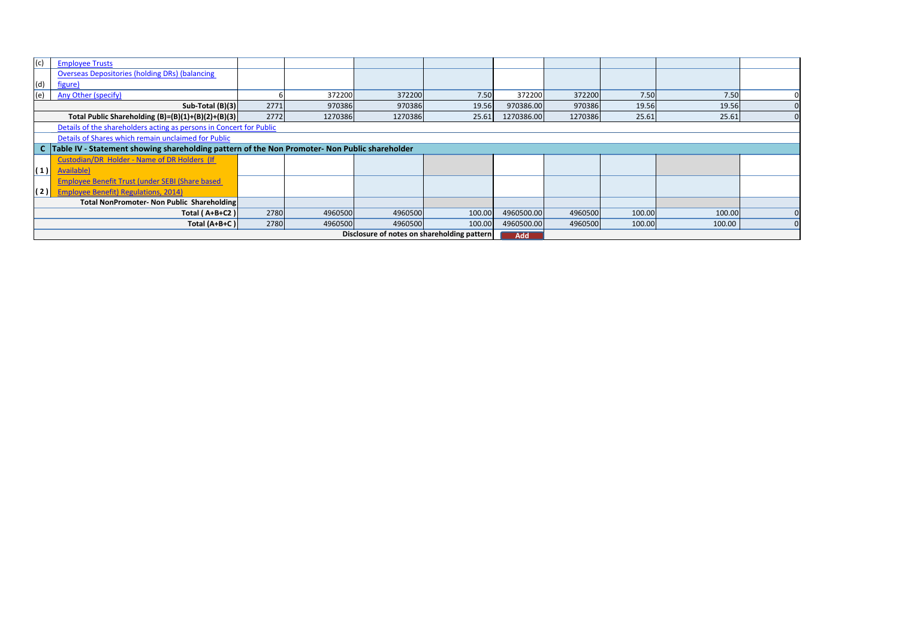| | | | | | | | | | | |
|---|---|---|---|---|---|---|---|---|---|---|
| (c) | Employee Trusts | | | | | | | | | |
| (d) | Overseas Depositories (holding DRs) (balancing figure) | | | | | | | | | |
| (e) | Any Other (specify) | 6 | 372200 | 372200 | 7.50 | 372200 | 372200 | 7.50 | 7.50 | 0 |
| | Sub-Total (B)(3) | 2771 | 970386 | 970386 | 19.56 | 970386.00 | 970386 | 19.56 | 19.56 | 0 |
| | Total Public Shareholding (B)=(B)(1)+(B)(2)+(B)(3) | 2772 | 1270386 | 1270386 | 25.61 | 1270386.00 | 1270386 | 25.61 | 25.61 | 0 |
| | Details of the shareholders acting as persons in Concert for Public | | | | | | | | | |
| | Details of Shares which remain unclaimed for Public | | | | | | | | | |
| **C** | **Table IV - Statement showing shareholding pattern of the Non Promoter- Non Public shareholder** | | | | | | | | | |
| (1) | Custodian/DR Holder - Name of DR Holders (If Available) | | | | | | | | | |
| (2) | Employee Benefit Trust (under SEBI (Share based Employee Benefit) Regulations, 2014) | | | | | | | | | |
| | **Total NonPromoter- Non Public Shareholding** | | | | | | | | | |
| | **Total ( A+B+C2 )** | 2780 | 4960500 | 4960500 | 100.00 | 4960500.00 | 4960500 | 100.00 | 100.00 | 0 |
| | **Total (A+B+C )** | 2780 | 4960500 | 4960500 | 100.00 | 4960500.00 | 4960500 | 100.00 | 100.00 | 0 |
| | **Disclosure of notes on shareholding pattern** | | | | Add | | | | | |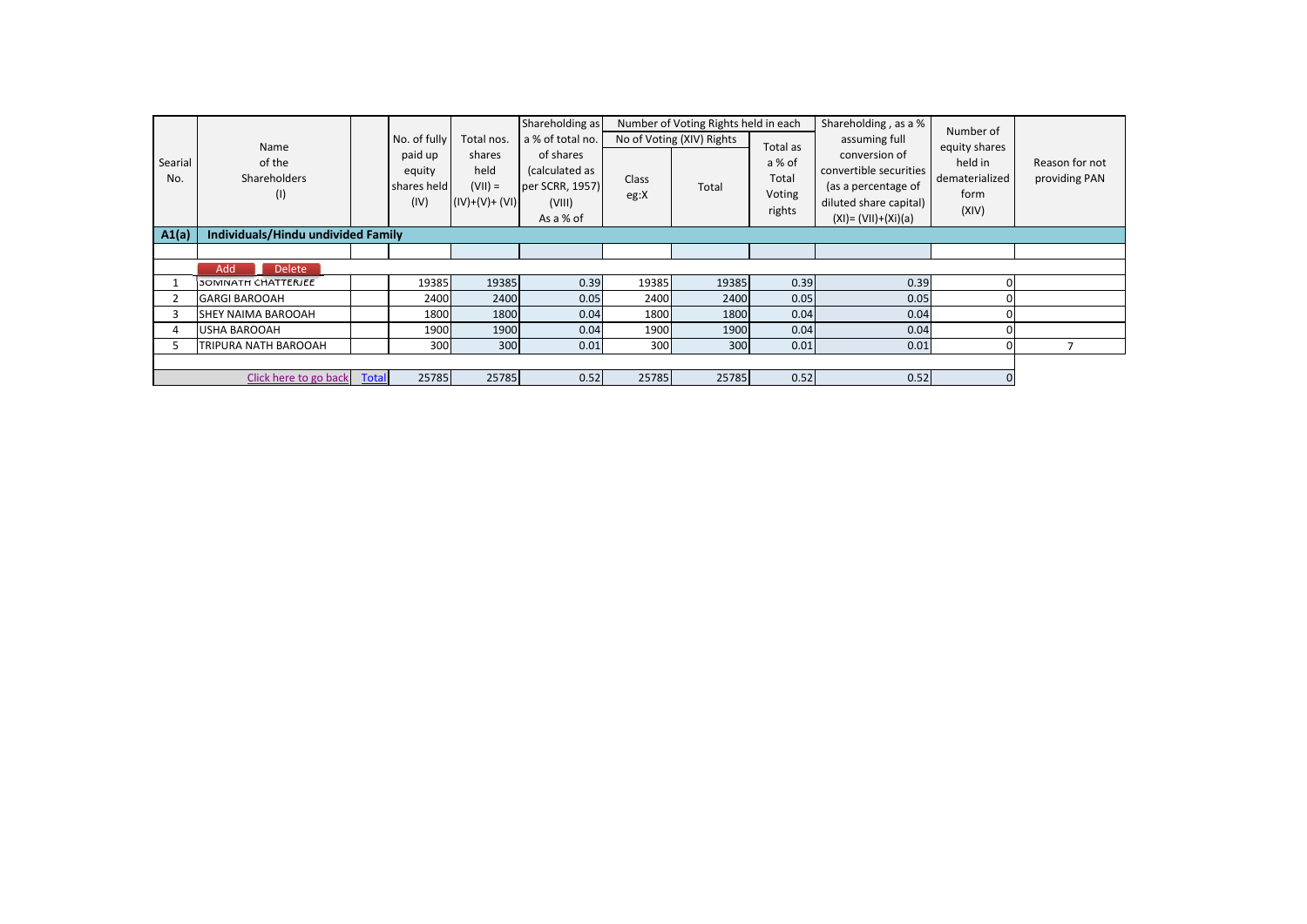| Searial No. | Name of the Shareholders (I) | | No. of fully paid up equity shares held (IV) | Total nos. shares held (VII) = (IV)+(V)+ (VI) | Shareholding as a % of total no. of shares (calculated as per SCRR, 1957) (VIII) As a % of | Number of Voting Rights held in each No of Voting (XIV) Rights | | Total as a % of Total Voting rights | Shareholding , as a % assuming full conversion of convertible securities (as a percentage of diluted share capital) (XI)= (VII)+(Xi)(a) | Number of equity shares held in dematerialized form (XIV) | Reason for not providing PAN |
|---|---|---|---|---|---|---|---|---|---|---|---|
| | | | | | | Class eg:X | Total | | | | |
| **A1(a)** | **Individuals/Hindu undivided Family** | | | | | | | | | | |
| | Add Delete | | | | | | | | | | |
| 1 | SOMNATH CHATTERJEE | | 19385 | 19385 | 0.39 | 19385 | 19385 | 0.39 | 0.39 | 0 | |
| 2 | GARGI BAROOAH | | 2400 | 2400 | 0.05 | 2400 | 2400 | 0.05 | 0.05 | 0 | |
| 3 | SHEY NAIMA BAROOAH | | 1800 | 1800 | 0.04 | 1800 | 1800 | 0.04 | 0.04 | 0 | |
| 4 | USHA BAROOAH | | 1900 | 1900 | 0.04 | 1900 | 1900 | 0.04 | 0.04 | 0 | |
| 5 | TRIPURA NATH BAROOAH | | 300 | 300 | 0.01 | 300 | 300 | 0.01 | 0.01 | 0 | 7 |
| | Click here to go back | Total | 25785 | 25785 | 0.52 | 25785 | 25785 | 0.52 | 0.52 | 0 | |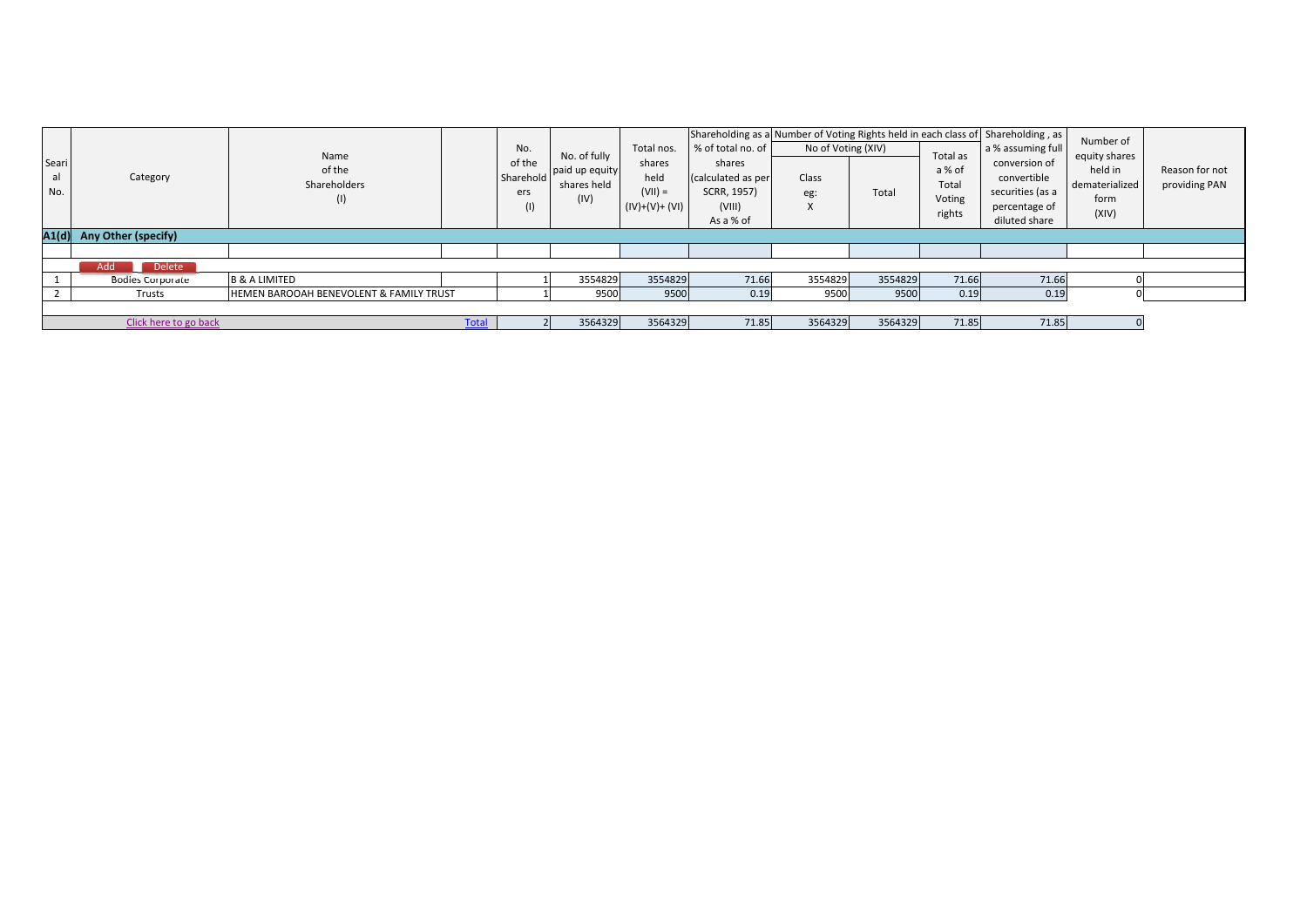| Searial No. | Category | Name of the Shareholders (I) | | No. of the Shareholders (I) | No. of fully paid up equity shares held (IV) | Total nos. shares held (VII) = (IV)+(V)+ (VI) | Shareholding as a % of total no. of shares (calculated as per SCRR, 1957) (VIII) As a % of | Number of Voting Rights held in each class of securities (IX) No of Voting (XIV) Class eg: X | Total | Total as a % of Total Voting rights | Shareholding , as a % assuming full conversion of convertible securities (as a percentage of diluted share | Number of equity shares held in dematerialized form (XIV) | Reason for not providing PAN |
|---|---|---|---|---|---|---|---|---|---|---|---|---|---|
| **A1(d)** | **Any Other (specify)** | | | | | | | | | | | | |
| | Add Delete | | | | | | | | | | | | |
| 1 | Bodies Corporate | B & A LIMITED | | 1 | 3554829 | 3554829 | 71.66 | 3554829 | 3554829 | 71.66 | 71.66 | 0 | |
| 2 | Trusts | HEMEN BAROOAH BENEVOLENT & FAMILY TRUST | | 1 | 9500 | 9500 | 0.19 | 9500 | 9500 | 0.19 | 0.19 | 0 | |
| | Click here to go back | | Total | 2 | 3564329 | 3564329 | 71.85 | 3564329 | 3564329 | 71.85 | 71.85 | 0 | |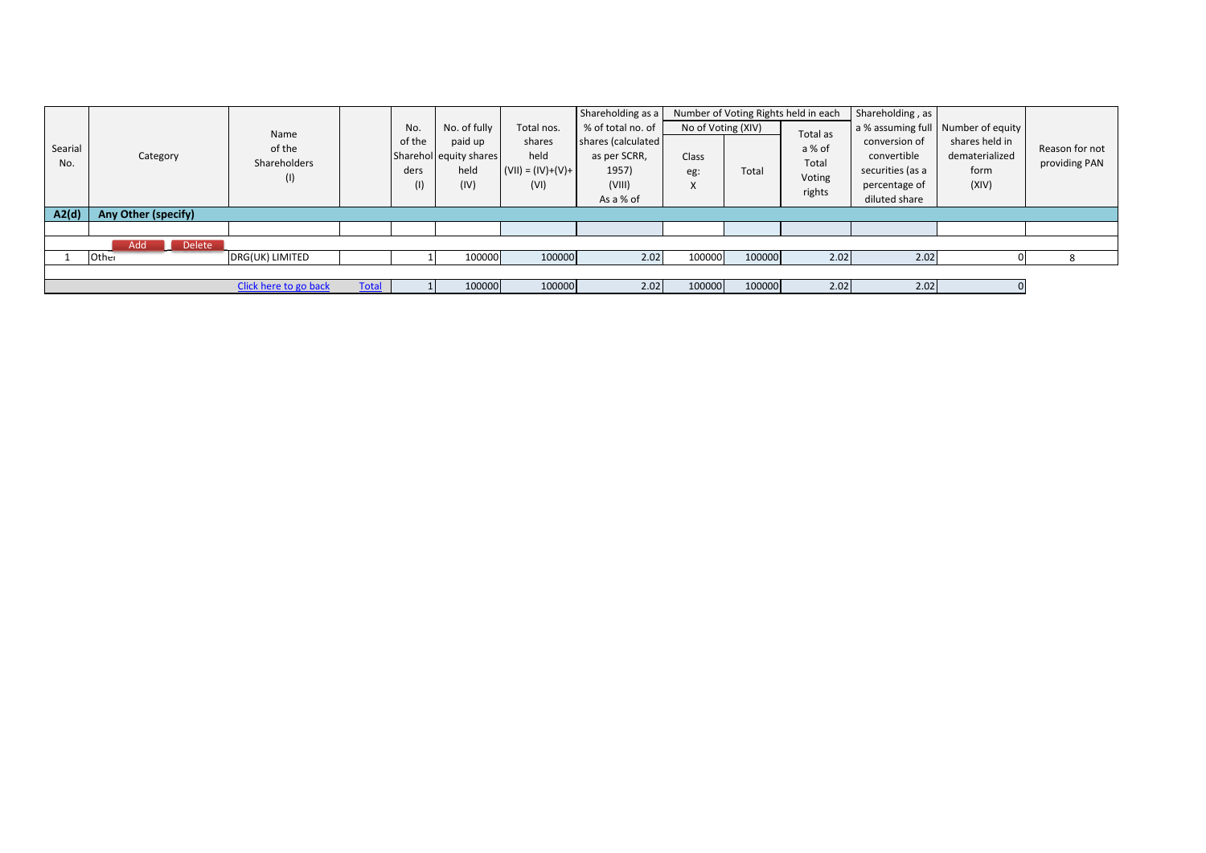| Searial No. | Category | Name of the Shareholders (I) | | No. of the Shareholders (I) | No. of fully paid up equity shares held (IV) | Total nos. shares held (VII) = (IV)+(V)+ (VI) | Shareholding as a % of total no. of shares (calculated as per SCRR, 1957) (VIII) As a % of | Number of Voting Rights held in each No of Voting (XIV) | | Total as a % of Total Voting rights | Shareholding , as a % assuming full conversion of convertible securities (as a percentage of diluted share | Number of equity shares held in dematerialized form (XIV) | Reason for not providing PAN |
|---|---|---|---|---|---|---|---|---|---|---|---|---|---|
| | | | | | | | | Class eg: X | Total | | | | |
| **A2(d)** | **Any Other (specify)** | | | | | | | | | | | | |
| | | | | | | | | | | | | | |
| | Add Delete | | | | | | | | | | | | |
| 1 | Other | DRG(UK) LIMITED | | 1 | 100000 | 100000 | 2.02 | 100000 | 100000 | 2.02 | 2.02 | 0 | 8 |
| | | | | | | | | | | | | | |
| | | Click here to go back | Total | 1 | 100000 | 100000 | 2.02 | 100000 | 100000 | 2.02 | 2.02 | 0 | |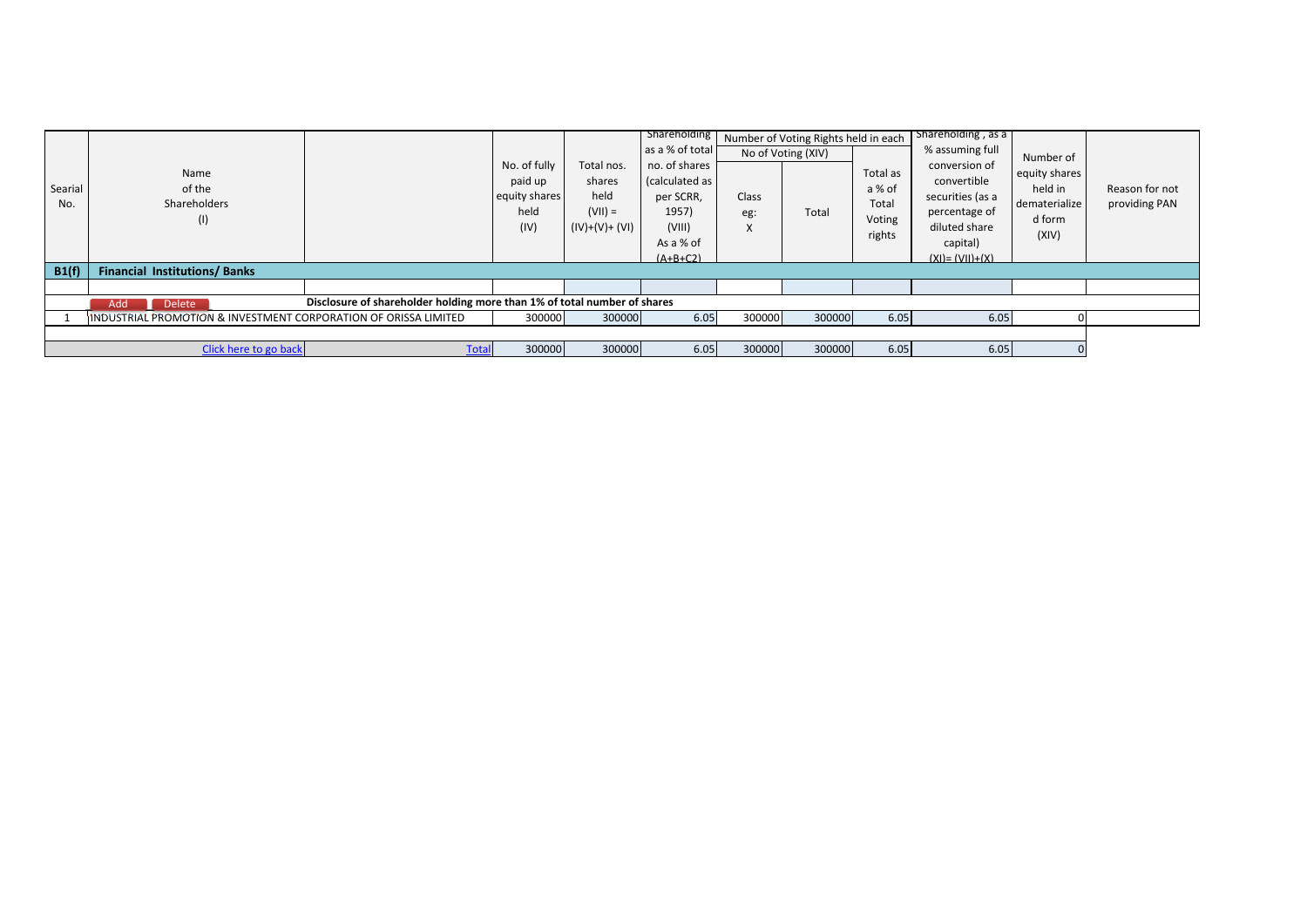| Searial No. | Name of the Shareholders (I) | | No. of fully paid up equity shares held (IV) | Total nos. shares held (VII) = (IV)+(V)+ (VI) | Shareholding as a % of total no. of shares (calculated as per SCRR, 1957) (VIII) As a % of (A+B+C2) | Number of Voting Rights held in each | | | Shareholding , as a % assuming full conversion of convertible securities (as a percentage of diluted share capital) (XI)= (VII)+(X) | Number of equity shares held in dematerialized form (XIV) | Reason for not providing PAN |
|---|---|---|---|---|---|---|---|---|---|---|---|
| | | | | | | No of Voting (XIV) | | Total as a % of Total Voting rights | | | |
| | | | | | | Class eg: X | Total | | | | |
| **B1(f)** | **Financial Institutions/ Banks** | | | | | | | | | | |
| | Add Delete | **Disclosure of shareholder holding more than 1% of total number of shares** | | | | | | | | | |
| 1 | INDUSTRIAL PROMOTION & INVESTMENT CORPORATION OF ORISSA LIMITED | | 300000 | 300000 | 6.05 | 300000 | 300000 | 6.05 | 6.05 | 0 | |
| | Click here to go back | Total | 300000 | 300000 | 6.05 | 300000 | 300000 | 6.05 | 6.05 | 0 | |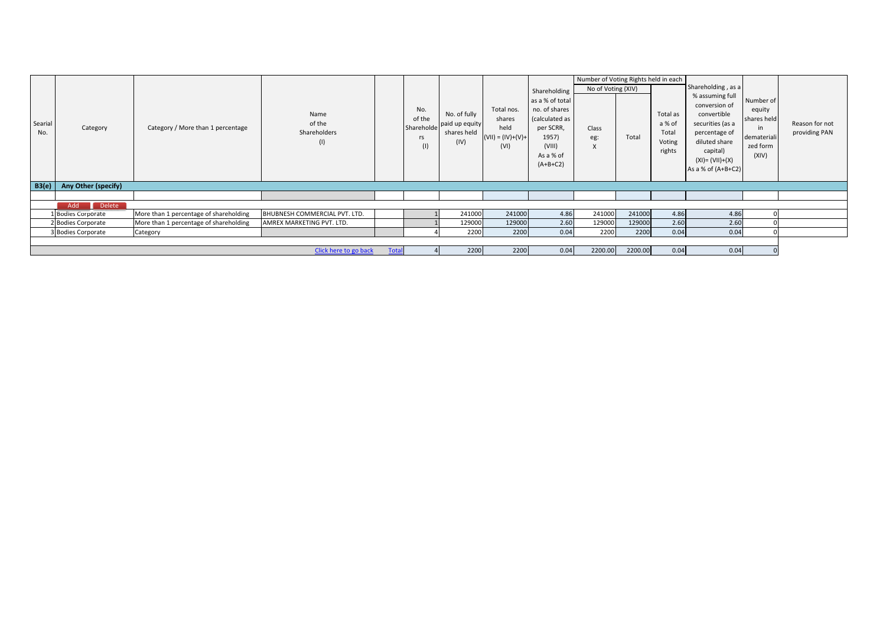| Searial No. | Category | Category / More than 1 percentage | Name of the Shareholders (I) | | No. of the Shareholders (I) | No. of fully paid up equity shares held (IV) | Total nos. shares held (VII) = (IV)+(V)+ (VI) | Shareholding as a % of total no. of shares (calculated as per SCRR, 1957) (VIII) As a % of (A+B+C2) | Number of Voting Rights held in each class of securities (IX) No of Voting (XIV) Class eg: X | Total | Total as a % of Total Voting rights | Shareholding , as a % assuming full conversion of convertible securities (as a percentage of diluted share capital) (XI)= (VII)+(X) As a % of (A+B+C2) | Number of equity shares held in dematerialized form (XIV) | Reason for not providing PAN |
|---|---|---|---|---|---|---|---|---|---|---|---|---|---|---|
| **B3(e)** | **Any Other (specify)** | | | | | | | | | | | | | |
| | Add Delete | | | | | | | | | | | | | |
| 1 | Bodies Corporate | More than 1 percentage of shareholding | BHUBNESH COMMERCIAL PVT. LTD. | | 1 | 241000 | 241000 | 4.86 | 241000 | 241000 | 4.86 | 4.86 | 0 | |
| 2 | Bodies Corporate | More than 1 percentage of shareholding | AMREX MARKETING PVT. LTD. | | 1 | 129000 | 129000 | 2.60 | 129000 | 129000 | 2.60 | 2.60 | 0 | |
| 3 | Bodies Corporate | Category | | | 4 | 2200 | 2200 | 0.04 | 2200 | 2200 | 0.04 | 0.04 | 0 | |
| | | | Click here to go back | Total | 4 | 2200 | 2200 | 0.04 | 2200.00 | 2200.00 | 0.04 | 0.04 | 0 | |